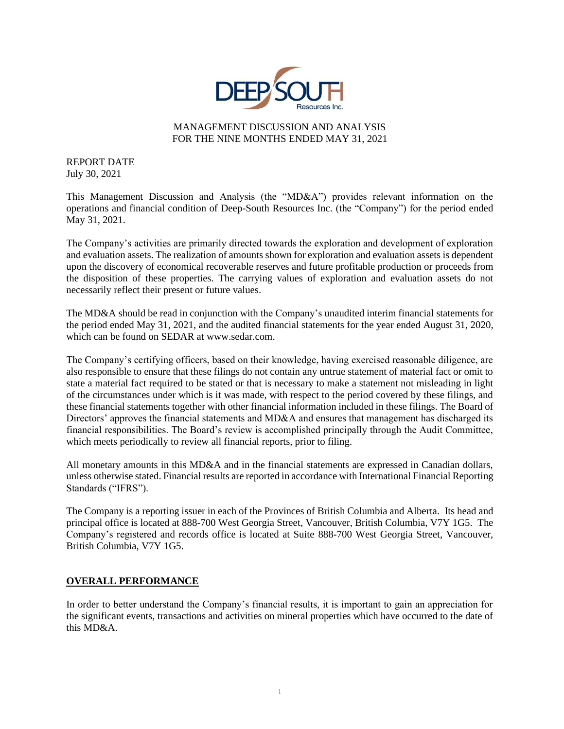DEEP SOUTH Resources Inc.

MANAGEMENT DISCUSSION AND ANALYSIS
FOR THE NINE MONTHS ENDED MAY 31, 2021

REPORT DATE
July 30, 2021

This Management Discussion and Analysis (the "MD&A") provides relevant information on the operations and financial condition of Deep-South Resources Inc. (the "Company") for the period ended May 31, 2021.

The Company's activities are primarily directed towards the exploration and development of exploration and evaluation assets. The realization of amounts shown for exploration and evaluation assets is dependent upon the discovery of economical recoverable reserves and future profitable production or proceeds from the disposition of these properties. The carrying values of exploration and evaluation assets do not necessarily reflect their present or future values.

The MD&A should be read in conjunction with the Company's unaudited interim financial statements for the period ended May 31, 2021, and the audited financial statements for the year ended August 31, 2020, which can be found on SEDAR at www.sedar.com.

The Company's certifying officers, based on their knowledge, having exercised reasonable diligence, are also responsible to ensure that these filings do not contain any untrue statement of material fact or omit to state a material fact required to be stated or that is necessary to make a statement not misleading in light of the circumstances under which is it was made, with respect to the period covered by these filings, and these financial statements together with other financial information included in these filings. The Board of Directors' approves the financial statements and MD&A and ensures that management has discharged its financial responsibilities. The Board's review is accomplished principally through the Audit Committee, which meets periodically to review all financial reports, prior to filing.

All monetary amounts in this MD&A and in the financial statements are expressed in Canadian dollars, unless otherwise stated. Financial results are reported in accordance with International Financial Reporting Standards ("IFRS").

The Company is a reporting issuer in each of the Provinces of British Columbia and Alberta. Its head and principal office is located at 888-700 West Georgia Street, Vancouver, British Columbia, V7Y 1G5. The Company's registered and records office is located at Suite 888-700 West Georgia Street, Vancouver, British Columbia, V7Y 1G5.

## OVERALL PERFORMANCE

In order to better understand the Company's financial results, it is important to gain an appreciation for the significant events, transactions and activities on mineral properties which have occurred to the date of this MD&A.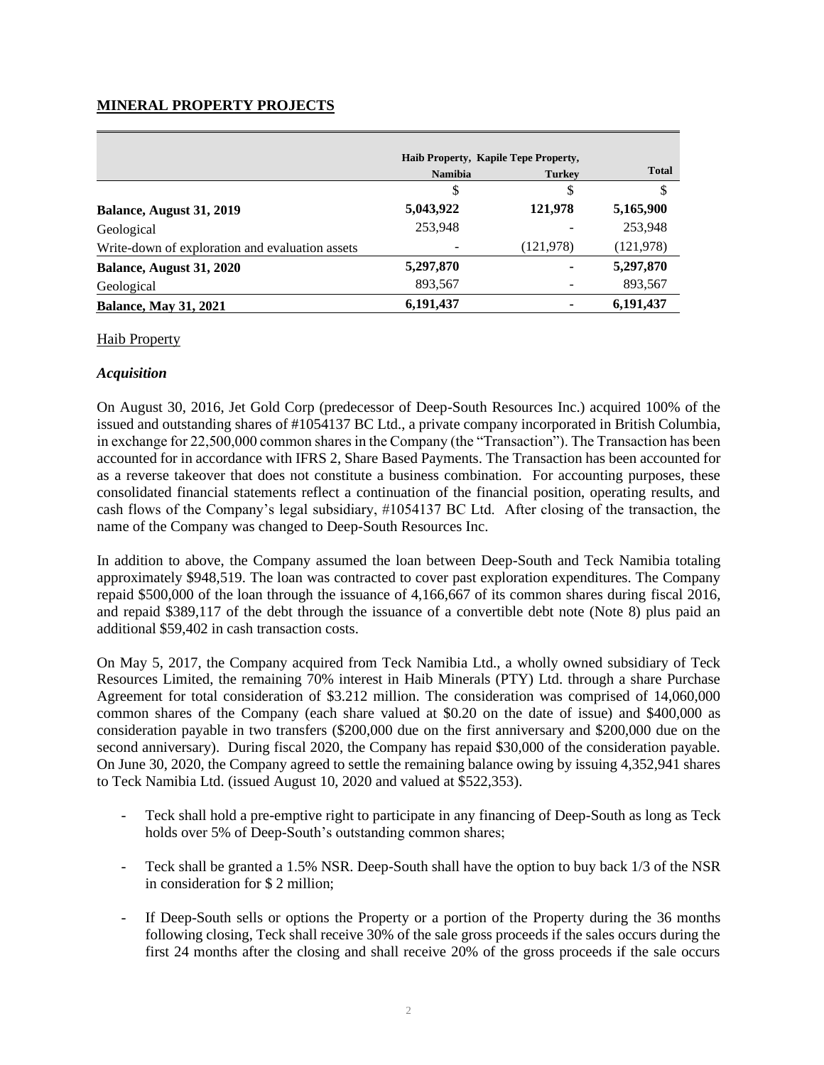## MINERAL PROPERTY PROJECTS

| | Haib Property, Namibia | Kapile Tepe Property, Turkey | Total |
|---|---|---|---|
| | $ | $ | $ |
| **Balance, August 31, 2019** | **5,043,922** | **121,978** | **5,165,900** |
| Geological | 253,948 | - | 253,948 |
| Write-down of exploration and evaluation assets | - | (121,978) | (121,978) |
| **Balance, August 31, 2020** | **5,297,870** | **-** | **5,297,870** |
| Geological | 893,567 | - | 893,567 |
| **Balance, May 31, 2021** | **6,191,437** | **-** | **6,191,437** |

Haib Property

### *Acquisition*

On August 30, 2016, Jet Gold Corp (predecessor of Deep-South Resources Inc.) acquired 100% of the issued and outstanding shares of #1054137 BC Ltd., a private company incorporated in British Columbia, in exchange for 22,500,000 common shares in the Company (the "Transaction"). The Transaction has been accounted for in accordance with IFRS 2, Share Based Payments. The Transaction has been accounted for as a reverse takeover that does not constitute a business combination. For accounting purposes, these consolidated financial statements reflect a continuation of the financial position, operating results, and cash flows of the Company's legal subsidiary, #1054137 BC Ltd. After closing of the transaction, the name of the Company was changed to Deep-South Resources Inc.

In addition to above, the Company assumed the loan between Deep-South and Teck Namibia totaling approximately $948,519. The loan was contracted to cover past exploration expenditures. The Company repaid $500,000 of the loan through the issuance of 4,166,667 of its common shares during fiscal 2016, and repaid $389,117 of the debt through the issuance of a convertible debt note (Note 8) plus paid an additional $59,402 in cash transaction costs.

On May 5, 2017, the Company acquired from Teck Namibia Ltd., a wholly owned subsidiary of Teck Resources Limited, the remaining 70% interest in Haib Minerals (PTY) Ltd. through a share Purchase Agreement for total consideration of $3.212 million. The consideration was comprised of 14,060,000 common shares of the Company (each share valued at $0.20 on the date of issue) and $400,000 as consideration payable in two transfers ($200,000 due on the first anniversary and $200,000 due on the second anniversary). During fiscal 2020, the Company has repaid $30,000 of the consideration payable. On June 30, 2020, the Company agreed to settle the remaining balance owing by issuing 4,352,941 shares to Teck Namibia Ltd. (issued August 10, 2020 and valued at $522,353).

- Teck shall hold a pre-emptive right to participate in any financing of Deep-South as long as Teck holds over 5% of Deep-South's outstanding common shares;
- Teck shall be granted a 1.5% NSR. Deep-South shall have the option to buy back 1/3 of the NSR in consideration for $ 2 million;
- If Deep-South sells or options the Property or a portion of the Property during the 36 months following closing, Teck shall receive 30% of the sale gross proceeds if the sales occurs during the first 24 months after the closing and shall receive 20% of the gross proceeds if the sale occurs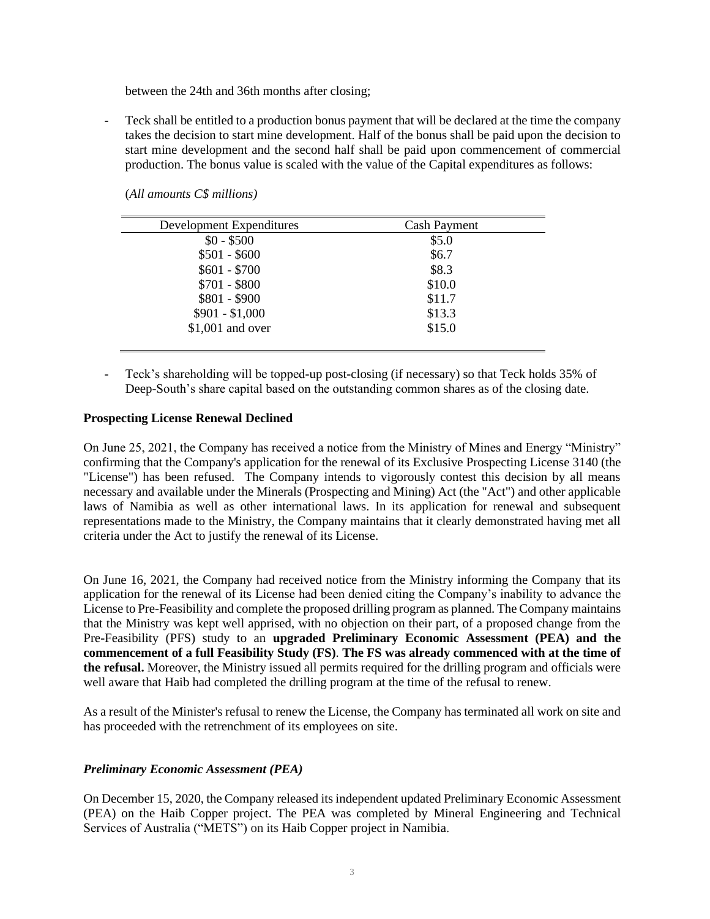between the 24th and 36th months after closing;

- Teck shall be entitled to a production bonus payment that will be declared at the time the company takes the decision to start mine development. Half of the bonus shall be paid upon the decision to start mine development and the second half shall be paid upon commencement of commercial production. The bonus value is scaled with the value of the Capital expenditures as follows:

(*All amounts C$ millions)*

| Development Expenditures | Cash Payment |
|---|---|
| $0 - $500 | $5.0 |
| $501 - $600 | $6.7 |
| $601 - $700 | $8.3 |
| $701 - $800 | $10.0 |
| $801 - $900 | $11.7 |
| $901 - $1,000 | $13.3 |
| $1,001 and over | $15.0 |

- Teck's shareholding will be topped-up post-closing (if necessary) so that Teck holds 35% of Deep-South's share capital based on the outstanding common shares as of the closing date.

**Prospecting License Renewal Declined**

On June 25, 2021, the Company has received a notice from the Ministry of Mines and Energy "Ministry" confirming that the Company's application for the renewal of its Exclusive Prospecting License 3140 (the "License") has been refused. The Company intends to vigorously contest this decision by all means necessary and available under the Minerals (Prospecting and Mining) Act (the "Act") and other applicable laws of Namibia as well as other international laws. In its application for renewal and subsequent representations made to the Ministry, the Company maintains that it clearly demonstrated having met all criteria under the Act to justify the renewal of its License.

On June 16, 2021, the Company had received notice from the Ministry informing the Company that its application for the renewal of its License had been denied citing the Company's inability to advance the License to Pre-Feasibility and complete the proposed drilling program as planned. The Company maintains that the Ministry was kept well apprised, with no objection on their part, of a proposed change from the Pre-Feasibility (PFS) study to an **upgraded Preliminary Economic Assessment (PEA) and the commencement of a full Feasibility Study (FS)**. **The FS was already commenced with at the time of the refusal.** Moreover, the Ministry issued all permits required for the drilling program and officials were well aware that Haib had completed the drilling program at the time of the refusal to renew.

As a result of the Minister's refusal to renew the License, the Company has terminated all work on site and has proceeded with the retrenchment of its employees on site.

***Preliminary Economic Assessment (PEA)***

On December 15, 2020, the Company released its independent updated Preliminary Economic Assessment (PEA) on the Haib Copper project. The PEA was completed by Mineral Engineering and Technical Services of Australia ("METS") on its Haib Copper project in Namibia.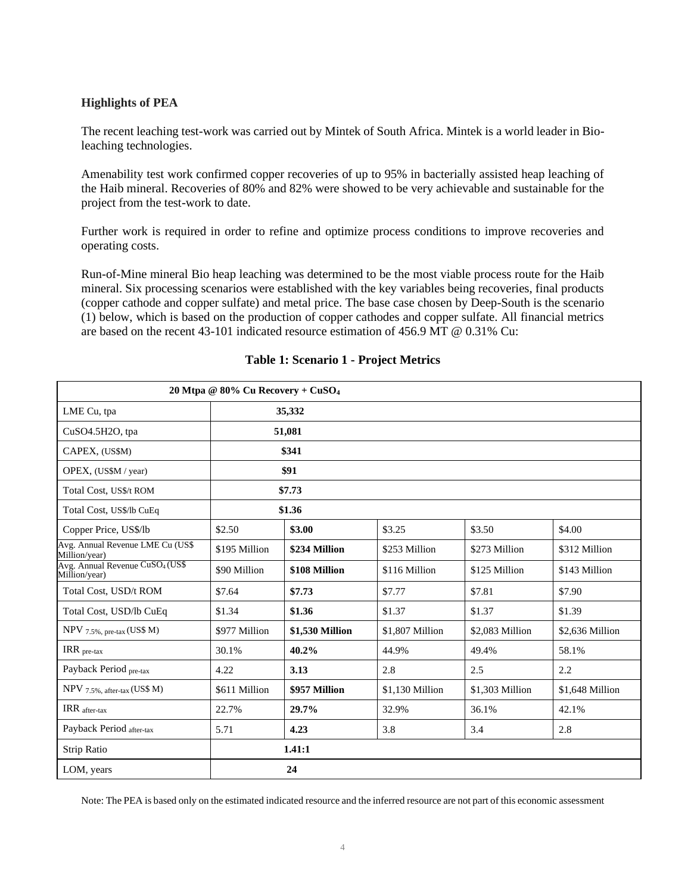**Highlights of PEA**

The recent leaching test-work was carried out by Mintek of South Africa. Mintek is a world leader in Bio-leaching technologies.

Amenability test work confirmed copper recoveries of up to 95% in bacterially assisted heap leaching of the Haib mineral. Recoveries of 80% and 82% were showed to be very achievable and sustainable for the project from the test-work to date.

Further work is required in order to refine and optimize process conditions to improve recoveries and operating costs.

Run-of-Mine mineral Bio heap leaching was determined to be the most viable process route for the Haib mineral. Six processing scenarios were established with the key variables being recoveries, final products (copper cathode and copper sulfate) and metal price. The base case chosen by Deep-South is the scenario (1) below, which is based on the production of copper cathodes and copper sulfate. All financial metrics are based on the recent 43-101 indicated resource estimation of 456.9 MT @ 0.31% Cu:

**Table 1: Scenario 1 - Project Metrics**

| **20 Mtpa @ 80% Cu Recovery + $CuSO_4$** | | | | | |
|---|---|---|---|---|---|
| LME Cu, tpa | **35,332** | | | | |
| CuSO4.5H2O, tpa | **51,081** | | | | |
| CAPEX, (US$M) | **$341** | | | | |
| OPEX, (US$M / year) | **$91** | | | | |
| Total Cost, US$/t ROM | **$7.73** | | | | |
| Total Cost, US$/lb CuEq | **$1.36** | | | | |
| Copper Price, US$/lb | $2.50 | **$3.00** | $3.25 | $3.50 | $4.00 |
| Avg. Annual Revenue LME Cu (US$ Million/year) | $195 Million | **$234 Million** | $253 Million | $273 Million | $312 Million |
| Avg. Annual Revenue $CuSO_4$ (US$ Million/year) | $90 Million | **$108 Million** | $116 Million | $125 Million | $143 Million |
| Total Cost, USD/t ROM | $7.64 | **$7.73** | $7.77 | $7.81 | $7.90 |
| Total Cost, USD/lb CuEq | $1.34 | **$1.36** | $1.37 | $1.37 | $1.39 |
| NPV $_{7.5\%, \text{pre-tax}}$ (US$ M) | $977 Million | **$1,530 Million** | $1,807 Million | $2,083 Million | $2,636 Million |
| IRR $_{\text{pre-tax}}$ | 30.1% | **40.2%** | 44.9% | 49.4% | 58.1% |
| Payback Period $_{\text{pre-tax}}$ | 4.22 | **3.13** | 2.8 | 2.5 | 2.2 |
| NPV $_{7.5\%, \text{after-tax}}$ (US$ M) | $611 Million | **$957 Million** | $1,130 Million | $1,303 Million | $1,648 Million |
| IRR $_{\text{after-tax}}$ | 22.7% | **29.7%** | 32.9% | 36.1% | 42.1% |
| Payback Period $_{\text{after-tax}}$ | 5.71 | **4.23** | 3.8 | 3.4 | 2.8 |
| Strip Ratio | **1.41:1** | | | | |
| LOM, years | **24** | | | | |

Note: The PEA is based only on the estimated indicated resource and the inferred resource are not part of this economic assessment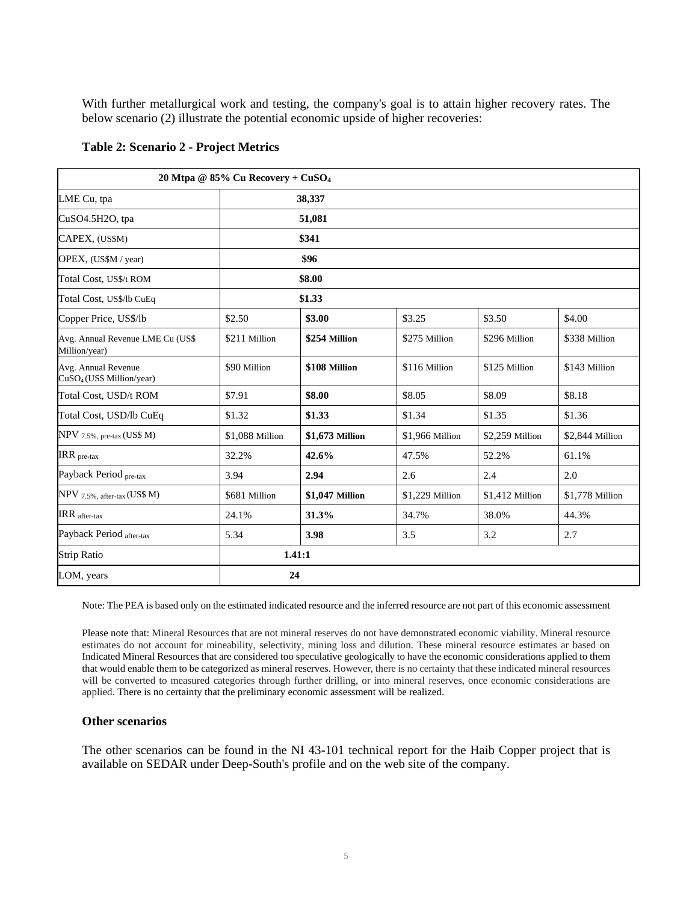With further metallurgical work and testing, the company's goal is to attain higher recovery rates. The below scenario (2) illustrate the potential economic upside of higher recoveries:

**Table 2: Scenario 2 - Project Metrics**

| **20 Mtpa @ 85% Cu Recovery + $CuSO_4$** | | | | | |
|---|---|---|---|---|---|
| LME Cu, tpa | **38,337** | | | | |
| CuSO4.5H2O, tpa | **51,081** | | | | |
| CAPEX, (US$M) | **$341** | | | | |
| OPEX, (US$M / year) | **$96** | | | | |
| Total Cost, US$/t ROM | **$8.00** | | | | |
| Total Cost, US$/lb CuEq | **$1.33** | | | | |
| Copper Price, US$/lb | $2.50 | **$3.00** | $3.25 | $3.50 | $4.00 |
| Avg. Annual Revenue LME Cu (US$ Million/year) | $211 Million | **$254 Million** | $275 Million | $296 Million | $338 Million |
| Avg. Annual Revenue $CuSO_4$ (US$ Million/year) | $90 Million | **$108 Million** | $116 Million | $125 Million | $143 Million |
| Total Cost, USD/t ROM | $7.91 | **$8.00** | $8.05 | $8.09 | $8.18 |
| Total Cost, USD/lb CuEq | $1.32 | **$1.33** | $1.34 | $1.35 | $1.36 |
| NPV $_{7.5\%, \text{pre-tax}}$ (US$ M) | $1,088 Million | **$1,673 Million** | $1,966 Million | $2,259 Million | $2,844 Million |
| IRR $_{\text{pre-tax}}$ | 32.2% | **42.6%** | 47.5% | 52.2% | 61.1% |
| Payback Period $_{\text{pre-tax}}$ | 3.94 | **2.94** | 2.6 | 2.4 | 2.0 |
| NPV $_{7.5\%, \text{after-tax}}$ (US$ M) | $681 Million | **$1,047 Million** | $1,229 Million | $1,412 Million | $1,778 Million |
| IRR $_{\text{after-tax}}$ | 24.1% | **31.3%** | 34.7% | 38.0% | 44.3% |
| Payback Period $_{\text{after-tax}}$ | 5.34 | **3.98** | 3.5 | 3.2 | 2.7 |
| Strip Ratio | **1.41:1** | | | | |
| LOM, years | **24** | | | | |

Note: The PEA is based only on the estimated indicated resource and the inferred resource are not part of this economic assessment

Please note that: Mineral Resources that are not mineral reserves do not have demonstrated economic viability. Mineral resource estimates do not account for mineability, selectivity, mining loss and dilution. These mineral resource estimates ar based on Indicated Mineral Resources that are considered too speculative geologically to have the economic considerations applied to them that would enable them to be categorized as mineral reserves. However, there is no certainty that these indicated mineral resources will be converted to measured categories through further drilling, or into mineral reserves, once economic considerations are applied. There is no certainty that the preliminary economic assessment will be realized.

### Other scenarios

The other scenarios can be found in the NI 43-101 technical report for the Haib Copper project that is available on SEDAR under Deep-South's profile and on the web site of the company.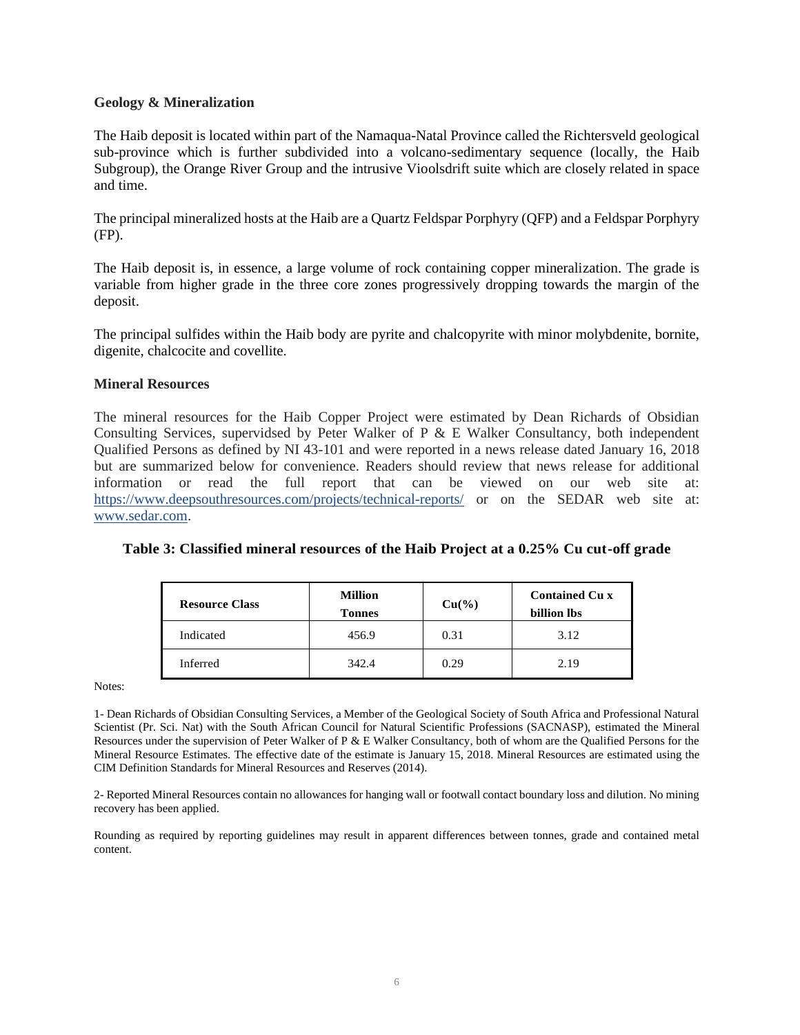**Geology & Mineralization**

The Haib deposit is located within part of the Namaqua-Natal Province called the Richtersveld geological sub-province which is further subdivided into a volcano-sedimentary sequence (locally, the Haib Subgroup), the Orange River Group and the intrusive Vioolsdrift suite which are closely related in space and time.

The principal mineralized hosts at the Haib are a Quartz Feldspar Porphyry (QFP) and a Feldspar Porphyry (FP).

The Haib deposit is, in essence, a large volume of rock containing copper mineralization. The grade is variable from higher grade in the three core zones progressively dropping towards the margin of the deposit.

The principal sulfides within the Haib body are pyrite and chalcopyrite with minor molybdenite, bornite, digenite, chalcocite and covellite.

**Mineral Resources**

The mineral resources for the Haib Copper Project were estimated by Dean Richards of Obsidian Consulting Services, supervidsed by Peter Walker of P & E Walker Consultancy, both independent Qualified Persons as defined by NI 43-101 and were reported in a news release dated January 16, 2018 but are summarized below for convenience. Readers should review that news release for additional information or read the full report that can be viewed on our web site at: https://www.deepsouthresources.com/projects/technical-reports/ or on the SEDAR web site at: www.sedar.com.

**Table 3: Classified mineral resources of the Haib Project at a 0.25% Cu cut-off grade**

| Resource Class | Million Tonnes | Cu(%) | Contained Cu x billion lbs |
|---|---|---|---|
| Indicated | 456.9 | 0.31 | 3.12 |
| Inferred | 342.4 | 0.29 | 2.19 |

Notes:

1- Dean Richards of Obsidian Consulting Services, a Member of the Geological Society of South Africa and Professional Natural Scientist (Pr. Sci. Nat) with the South African Council for Natural Scientific Professions (SACNASP), estimated the Mineral Resources under the supervision of Peter Walker of P & E Walker Consultancy, both of whom are the Qualified Persons for the Mineral Resource Estimates. The effective date of the estimate is January 15, 2018. Mineral Resources are estimated using the CIM Definition Standards for Mineral Resources and Reserves (2014).

2- Reported Mineral Resources contain no allowances for hanging wall or footwall contact boundary loss and dilution. No mining recovery has been applied.

Rounding as required by reporting guidelines may result in apparent differences between tonnes, grade and contained metal content.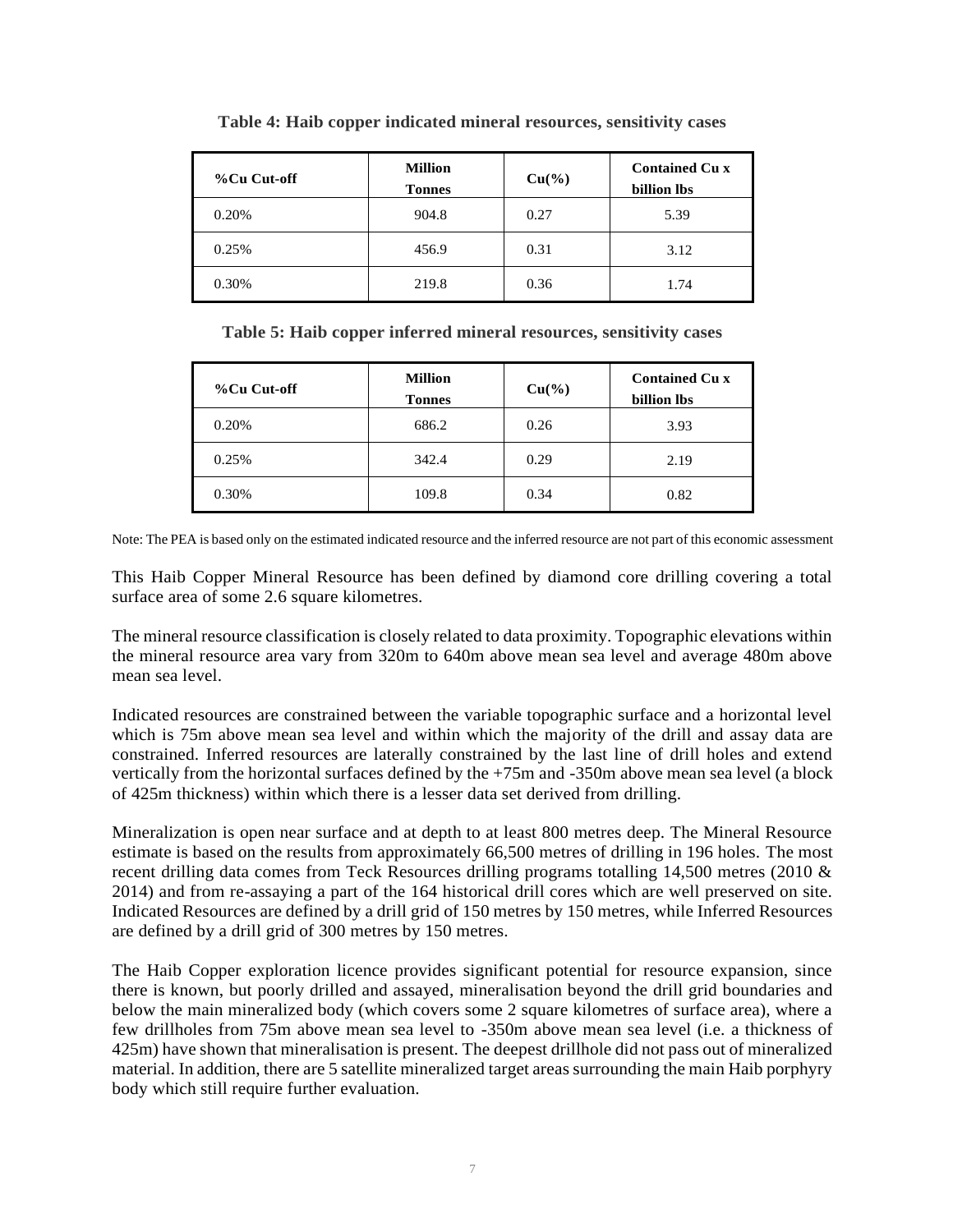**Table 4: Haib copper indicated mineral resources, sensitivity cases**

| %Cu Cut-off | Million Tonnes | Cu(%) | Contained Cu x billion lbs |
|---|---|---|---|
| 0.20% | 904.8 | 0.27 | 5.39 |
| 0.25% | 456.9 | 0.31 | 3.12 |
| 0.30% | 219.8 | 0.36 | 1.74 |

**Table 5: Haib copper inferred mineral resources, sensitivity cases**

| %Cu Cut-off | Million Tonnes | Cu(%) | Contained Cu x billion lbs |
|---|---|---|---|
| 0.20% | 686.2 | 0.26 | 3.93 |
| 0.25% | 342.4 | 0.29 | 2.19 |
| 0.30% | 109.8 | 0.34 | 0.82 |

Note: The PEA is based only on the estimated indicated resource and the inferred resource are not part of this economic assessment

This Haib Copper Mineral Resource has been defined by diamond core drilling covering a total surface area of some 2.6 square kilometres.

The mineral resource classification is closely related to data proximity. Topographic elevations within the mineral resource area vary from 320m to 640m above mean sea level and average 480m above mean sea level.

Indicated resources are constrained between the variable topographic surface and a horizontal level which is 75m above mean sea level and within which the majority of the drill and assay data are constrained. Inferred resources are laterally constrained by the last line of drill holes and extend vertically from the horizontal surfaces defined by the +75m and -350m above mean sea level (a block of 425m thickness) within which there is a lesser data set derived from drilling.

Mineralization is open near surface and at depth to at least 800 metres deep. The Mineral Resource estimate is based on the results from approximately 66,500 metres of drilling in 196 holes. The most recent drilling data comes from Teck Resources drilling programs totalling 14,500 metres (2010 & 2014) and from re-assaying a part of the 164 historical drill cores which are well preserved on site. Indicated Resources are defined by a drill grid of 150 metres by 150 metres, while Inferred Resources are defined by a drill grid of 300 metres by 150 metres.

The Haib Copper exploration licence provides significant potential for resource expansion, since there is known, but poorly drilled and assayed, mineralisation beyond the drill grid boundaries and below the main mineralized body (which covers some 2 square kilometres of surface area), where a few drillholes from 75m above mean sea level to -350m above mean sea level (i.e. a thickness of 425m) have shown that mineralisation is present. The deepest drillhole did not pass out of mineralized material. In addition, there are 5 satellite mineralized target areas surrounding the main Haib porphyry body which still require further evaluation.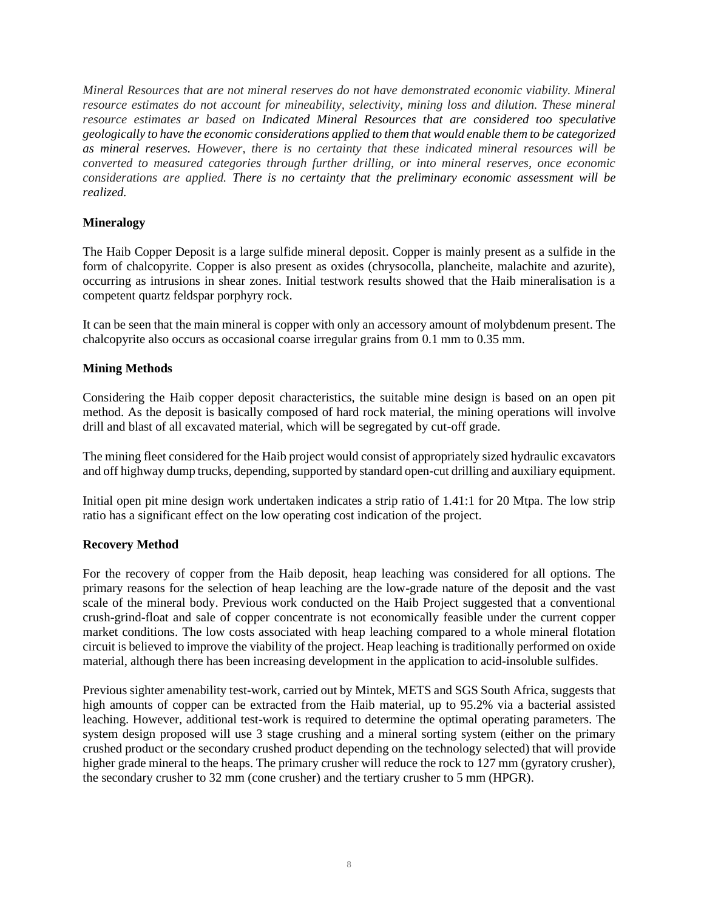*Mineral Resources that are not mineral reserves do not have demonstrated economic viability. Mineral resource estimates do not account for mineability, selectivity, mining loss and dilution. These mineral resource estimates ar based on Indicated Mineral Resources that are considered too speculative geologically to have the economic considerations applied to them that would enable them to be categorized as mineral reserves. However, there is no certainty that these indicated mineral resources will be converted to measured categories through further drilling, or into mineral reserves, once economic considerations are applied. There is no certainty that the preliminary economic assessment will be realized.*

**Mineralogy**

The Haib Copper Deposit is a large sulfide mineral deposit. Copper is mainly present as a sulfide in the form of chalcopyrite. Copper is also present as oxides (chrysocolla, plancheite, malachite and azurite), occurring as intrusions in shear zones. Initial testwork results showed that the Haib mineralisation is a competent quartz feldspar porphyry rock.

It can be seen that the main mineral is copper with only an accessory amount of molybdenum present. The chalcopyrite also occurs as occasional coarse irregular grains from 0.1 mm to 0.35 mm.

**Mining Methods**

Considering the Haib copper deposit characteristics, the suitable mine design is based on an open pit method. As the deposit is basically composed of hard rock material, the mining operations will involve drill and blast of all excavated material, which will be segregated by cut-off grade.

The mining fleet considered for the Haib project would consist of appropriately sized hydraulic excavators and off highway dump trucks, depending, supported by standard open-cut drilling and auxiliary equipment.

Initial open pit mine design work undertaken indicates a strip ratio of 1.41:1 for 20 Mtpa. The low strip ratio has a significant effect on the low operating cost indication of the project.

**Recovery Method**

For the recovery of copper from the Haib deposit, heap leaching was considered for all options. The primary reasons for the selection of heap leaching are the low-grade nature of the deposit and the vast scale of the mineral body. Previous work conducted on the Haib Project suggested that a conventional crush-grind-float and sale of copper concentrate is not economically feasible under the current copper market conditions. The low costs associated with heap leaching compared to a whole mineral flotation circuit is believed to improve the viability of the project. Heap leaching is traditionally performed on oxide material, although there has been increasing development in the application to acid-insoluble sulfides.

Previous sighter amenability test-work, carried out by Mintek, METS and SGS South Africa, suggests that high amounts of copper can be extracted from the Haib material, up to 95.2% via a bacterial assisted leaching. However, additional test-work is required to determine the optimal operating parameters. The system design proposed will use 3 stage crushing and a mineral sorting system (either on the primary crushed product or the secondary crushed product depending on the technology selected) that will provide higher grade mineral to the heaps. The primary crusher will reduce the rock to 127 mm (gyratory crusher), the secondary crusher to 32 mm (cone crusher) and the tertiary crusher to 5 mm (HPGR).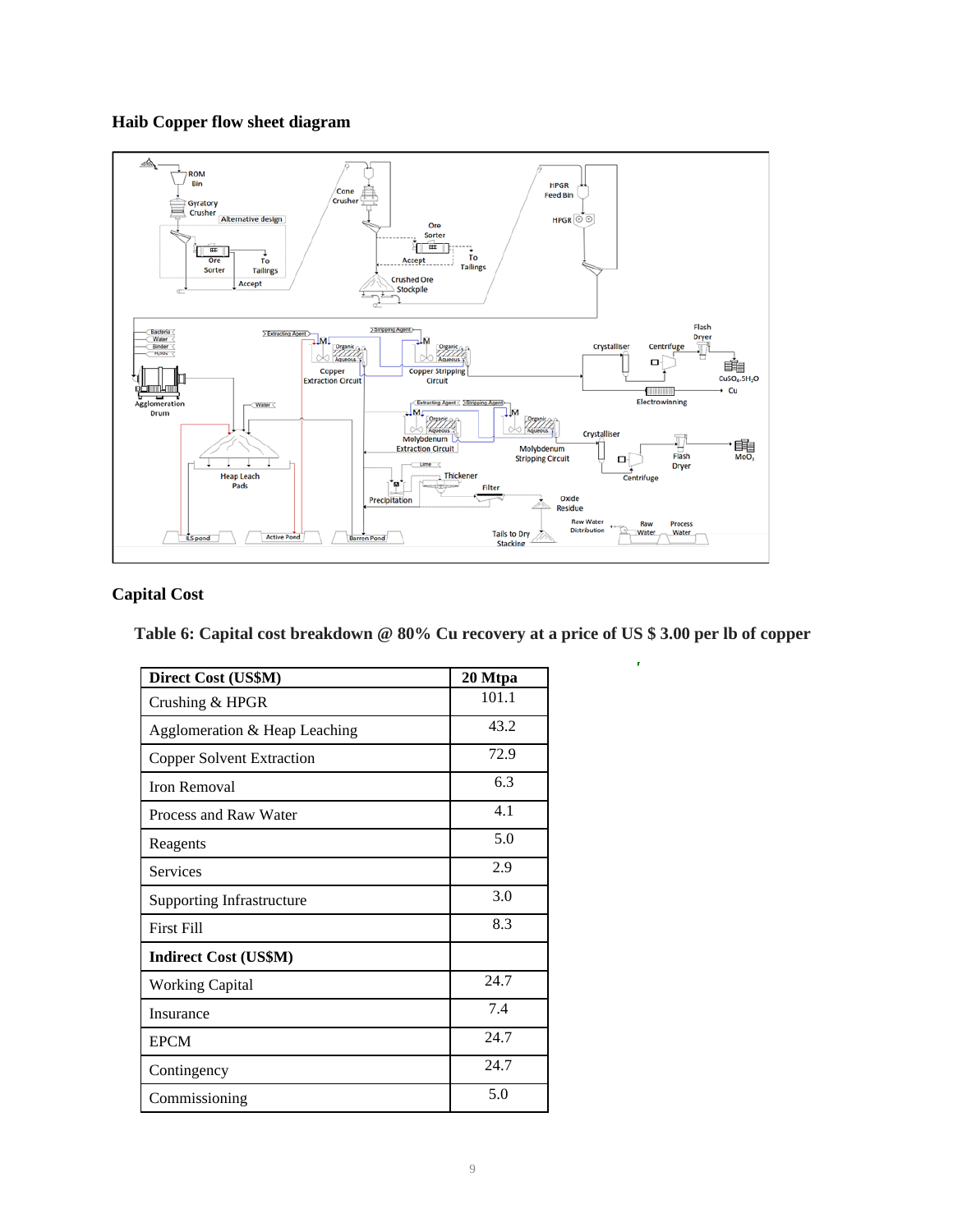### Haib Copper flow sheet diagram

### Capital Cost

**Table 6: Capital cost breakdown @ 80% Cu recovery at a price of US $ 3.00 per lb of copper**

| Direct Cost (US$M) | 20 Mtpa |
|---|---|
| Crushing & HPGR | 101.1 |
| Agglomeration & Heap Leaching | 43.2 |
| Copper Solvent Extraction | 72.9 |
| Iron Removal | 6.3 |
| Process and Raw Water | 4.1 |
| Reagents | 5.0 |
| Services | 2.9 |
| Supporting Infrastructure | 3.0 |
| First Fill | 8.3 |
| **Indirect Cost (US$M)** | |
| Working Capital | 24.7 |
| Insurance | 7.4 |
| EPCM | 24.7 |
| Contingency | 24.7 |
| Commissioning | 5.0 |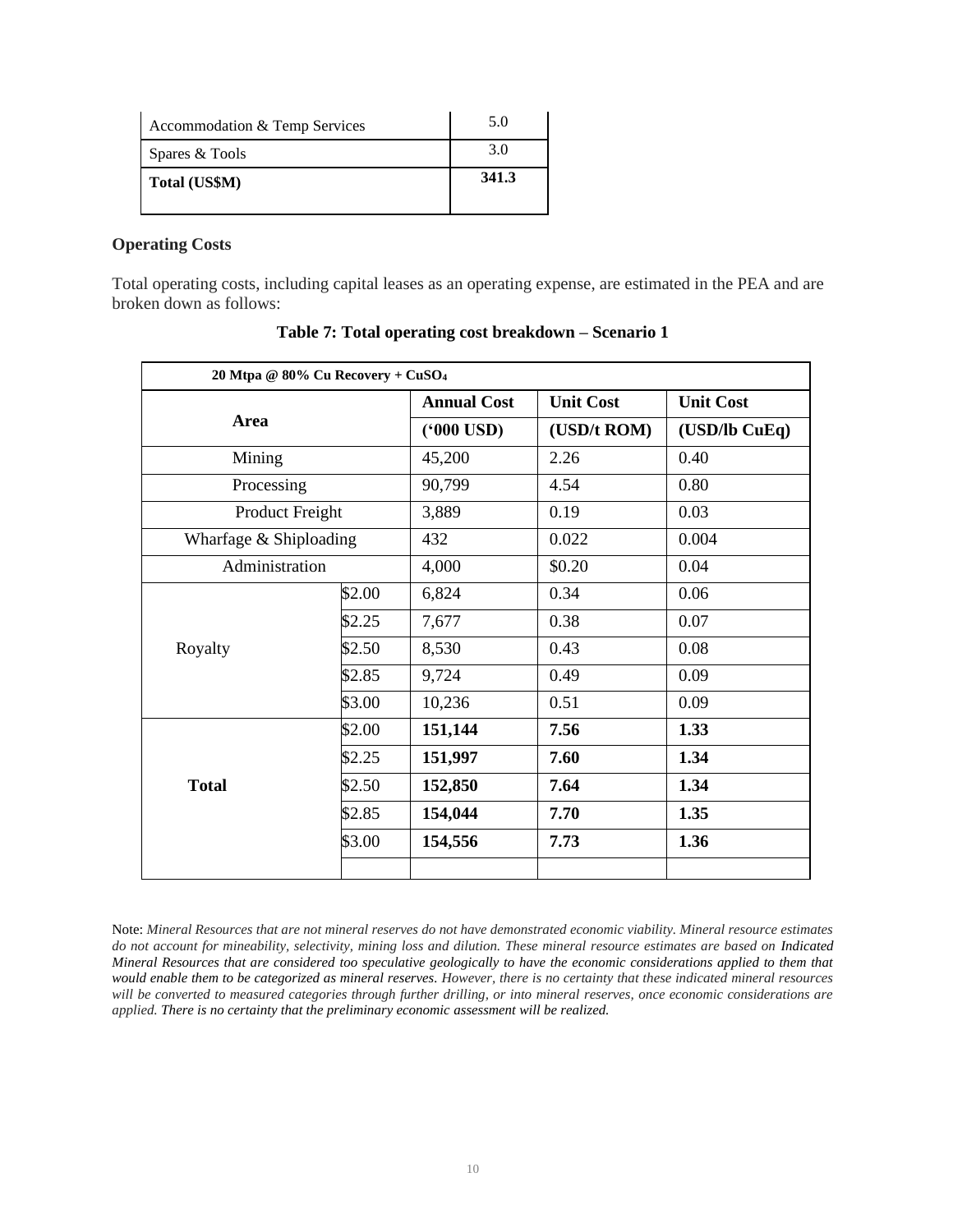| Accommodation & Temp Services | 5.0 |
| --- | --- |
| Spares & Tools | 3.0 |
| **Total (US$M)** | **341.3** |

**Operating Costs**

Total operating costs, including capital leases as an operating expense, are estimated in the PEA and are broken down as follows:

**Table 7: Total operating cost breakdown – Scenario 1**

| 20 Mtpa @ 80% Cu Recovery + $CuSO_4$ | | | | |
| --- | --- | --- | --- | --- |
| **Area** | | **Annual Cost** | **Unit Cost** | **Unit Cost** |
| | | **('000 USD)** | **(USD/t ROM)** | **(USD/lb CuEq)** |
| Mining | | 45,200 | 2.26 | 0.40 |
| Processing | | 90,799 | 4.54 | 0.80 |
| Product Freight | | 3,889 | 0.19 | 0.03 |
| Wharfage & Shiploading | | 432 | 0.022 | 0.004 |
| Administration | | 4,000 | $0.20 | 0.04 |
| Royalty | $2.00 | 6,824 | 0.34 | 0.06 |
| | $2.25 | 7,677 | 0.38 | 0.07 |
| | $2.50 | 8,530 | 0.43 | 0.08 |
| | $2.85 | 9,724 | 0.49 | 0.09 |
| | $3.00 | 10,236 | 0.51 | 0.09 |
| **Total** | $2.00 | **151,144** | **7.56** | **1.33** |
| | $2.25 | **151,997** | **7.60** | **1.34** |
| | $2.50 | **152,850** | **7.64** | **1.34** |
| | $2.85 | **154,044** | **7.70** | **1.35** |
| | $3.00 | **154,556** | **7.73** | **1.36** |

Note: *Mineral Resources that are not mineral reserves do not have demonstrated economic viability. Mineral resource estimates do not account for mineability, selectivity, mining loss and dilution. These mineral resource estimates are based on Indicated Mineral Resources that are considered too speculative geologically to have the economic considerations applied to them that would enable them to be categorized as mineral reserves. However, there is no certainty that these indicated mineral resources will be converted to measured categories through further drilling, or into mineral reserves, once economic considerations are applied. There is no certainty that the preliminary economic assessment will be realized.*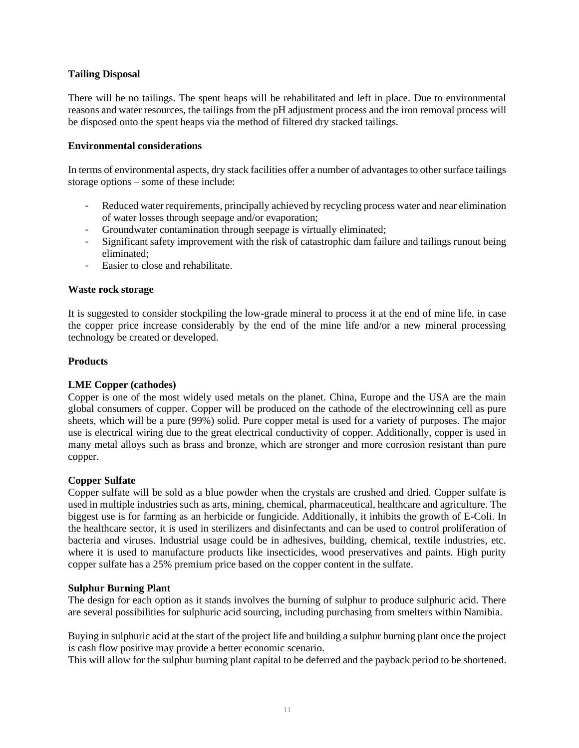**Tailing Disposal**

There will be no tailings. The spent heaps will be rehabilitated and left in place. Due to environmental reasons and water resources, the tailings from the pH adjustment process and the iron removal process will be disposed onto the spent heaps via the method of filtered dry stacked tailings.

**Environmental considerations**

In terms of environmental aspects, dry stack facilities offer a number of advantages to other surface tailings storage options – some of these include:

- Reduced water requirements, principally achieved by recycling process water and near elimination of water losses through seepage and/or evaporation;
- Groundwater contamination through seepage is virtually eliminated;
- Significant safety improvement with the risk of catastrophic dam failure and tailings runout being eliminated;
- Easier to close and rehabilitate.

**Waste rock storage**

It is suggested to consider stockpiling the low-grade mineral to process it at the end of mine life, in case the copper price increase considerably by the end of the mine life and/or a new mineral processing technology be created or developed.

**Products**

**LME Copper (cathodes)**

Copper is one of the most widely used metals on the planet. China, Europe and the USA are the main global consumers of copper. Copper will be produced on the cathode of the electrowinning cell as pure sheets, which will be a pure (99%) solid. Pure copper metal is used for a variety of purposes. The major use is electrical wiring due to the great electrical conductivity of copper. Additionally, copper is used in many metal alloys such as brass and bronze, which are stronger and more corrosion resistant than pure copper.

**Copper Sulfate**

Copper sulfate will be sold as a blue powder when the crystals are crushed and dried. Copper sulfate is used in multiple industries such as arts, mining, chemical, pharmaceutical, healthcare and agriculture. The biggest use is for farming as an herbicide or fungicide. Additionally, it inhibits the growth of E-Coli. In the healthcare sector, it is used in sterilizers and disinfectants and can be used to control proliferation of bacteria and viruses. Industrial usage could be in adhesives, building, chemical, textile industries, etc. where it is used to manufacture products like insecticides, wood preservatives and paints. High purity copper sulfate has a 25% premium price based on the copper content in the sulfate.

**Sulphur Burning Plant**

The design for each option as it stands involves the burning of sulphur to produce sulphuric acid. There are several possibilities for sulphuric acid sourcing, including purchasing from smelters within Namibia.

Buying in sulphuric acid at the start of the project life and building a sulphur burning plant once the project is cash flow positive may provide a better economic scenario.
This will allow for the sulphur burning plant capital to be deferred and the payback period to be shortened.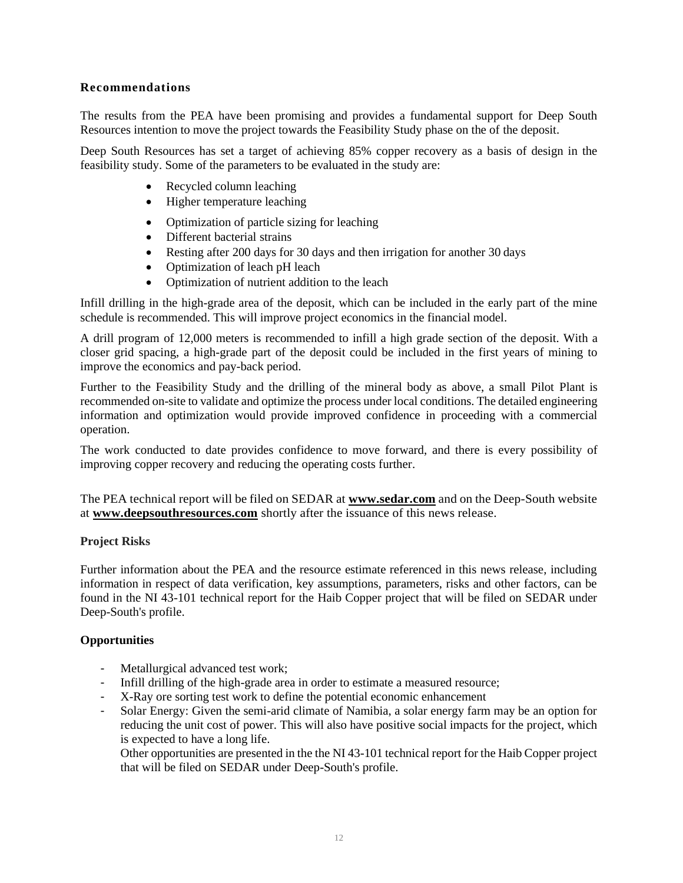### Recommendations

The results from the PEA have been promising and provides a fundamental support for Deep South Resources intention to move the project towards the Feasibility Study phase on the of the deposit.

Deep South Resources has set a target of achieving 85% copper recovery as a basis of design in the feasibility study. Some of the parameters to be evaluated in the study are:

- Recycled column leaching
- Higher temperature leaching
- Optimization of particle sizing for leaching
- Different bacterial strains
- Resting after 200 days for 30 days and then irrigation for another 30 days
- Optimization of leach pH leach
- Optimization of nutrient addition to the leach

Infill drilling in the high-grade area of the deposit, which can be included in the early part of the mine schedule is recommended. This will improve project economics in the financial model.

A drill program of 12,000 meters is recommended to infill a high grade section of the deposit. With a closer grid spacing, a high-grade part of the deposit could be included in the first years of mining to improve the economics and pay-back period.

Further to the Feasibility Study and the drilling of the mineral body as above, a small Pilot Plant is recommended on-site to validate and optimize the process under local conditions. The detailed engineering information and optimization would provide improved confidence in proceeding with a commercial operation.

The work conducted to date provides confidence to move forward, and there is every possibility of improving copper recovery and reducing the operating costs further.

The PEA technical report will be filed on SEDAR at **www.sedar.com** and on the Deep-South website at **www.deepsouthresources.com** shortly after the issuance of this news release.

### Project Risks

Further information about the PEA and the resource estimate referenced in this news release, including information in respect of data verification, key assumptions, parameters, risks and other factors, can be found in the NI 43-101 technical report for the Haib Copper project that will be filed on SEDAR under Deep-South's profile.

### Opportunities

- Metallurgical advanced test work;
- Infill drilling of the high-grade area in order to estimate a measured resource;
- X-Ray ore sorting test work to define the potential economic enhancement
- Solar Energy: Given the semi-arid climate of Namibia, a solar energy farm may be an option for reducing the unit cost of power. This will also have positive social impacts for the project, which is expected to have a long life.

  Other opportunities are presented in the the NI 43-101 technical report for the Haib Copper project that will be filed on SEDAR under Deep-South's profile.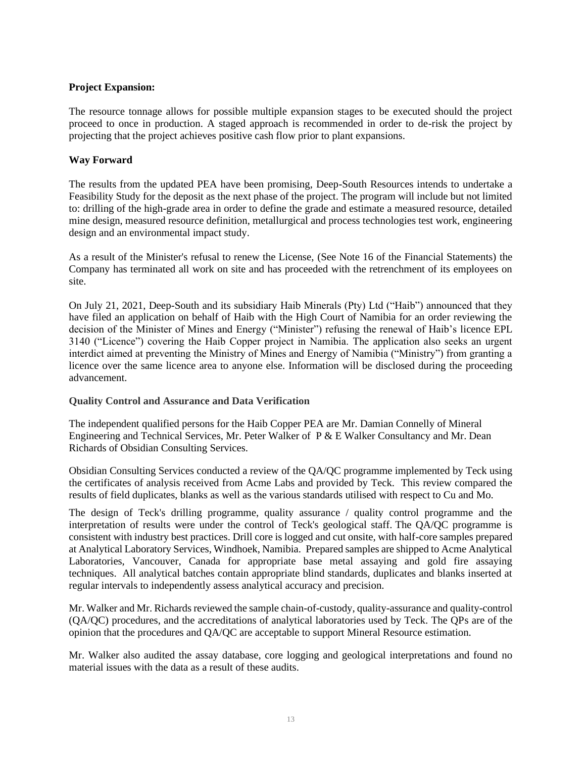**Project Expansion:**

The resource tonnage allows for possible multiple expansion stages to be executed should the project proceed to once in production. A staged approach is recommended in order to de-risk the project by projecting that the project achieves positive cash flow prior to plant expansions.

**Way Forward**

The results from the updated PEA have been promising, Deep-South Resources intends to undertake a Feasibility Study for the deposit as the next phase of the project. The program will include but not limited to: drilling of the high-grade area in order to define the grade and estimate a measured resource, detailed mine design, measured resource definition, metallurgical and process technologies test work, engineering design and an environmental impact study.

As a result of the Minister's refusal to renew the License, (See Note 16 of the Financial Statements) the Company has terminated all work on site and has proceeded with the retrenchment of its employees on site.

On July 21, 2021, Deep-South and its subsidiary Haib Minerals (Pty) Ltd ("Haib") announced that they have filed an application on behalf of Haib with the High Court of Namibia for an order reviewing the decision of the Minister of Mines and Energy ("Minister") refusing the renewal of Haib's licence EPL 3140 ("Licence") covering the Haib Copper project in Namibia. The application also seeks an urgent interdict aimed at preventing the Ministry of Mines and Energy of Namibia ("Ministry") from granting a licence over the same licence area to anyone else. Information will be disclosed during the proceeding advancement.

**Quality Control and Assurance and Data Verification**

The independent qualified persons for the Haib Copper PEA are Mr. Damian Connelly of Mineral Engineering and Technical Services, Mr. Peter Walker of P & E Walker Consultancy and Mr. Dean Richards of Obsidian Consulting Services.

Obsidian Consulting Services conducted a review of the QA/QC programme implemented by Teck using the certificates of analysis received from Acme Labs and provided by Teck. This review compared the results of field duplicates, blanks as well as the various standards utilised with respect to Cu and Mo.

The design of Teck's drilling programme, quality assurance / quality control programme and the interpretation of results were under the control of Teck's geological staff. The QA/QC programme is consistent with industry best practices. Drill core is logged and cut onsite, with half-core samples prepared at Analytical Laboratory Services, Windhoek, Namibia. Prepared samples are shipped to Acme Analytical Laboratories, Vancouver, Canada for appropriate base metal assaying and gold fire assaying techniques. All analytical batches contain appropriate blind standards, duplicates and blanks inserted at regular intervals to independently assess analytical accuracy and precision.

Mr. Walker and Mr. Richards reviewed the sample chain-of-custody, quality-assurance and quality-control (QA/QC) procedures, and the accreditations of analytical laboratories used by Teck. The QPs are of the opinion that the procedures and QA/QC are acceptable to support Mineral Resource estimation.

Mr. Walker also audited the assay database, core logging and geological interpretations and found no material issues with the data as a result of these audits.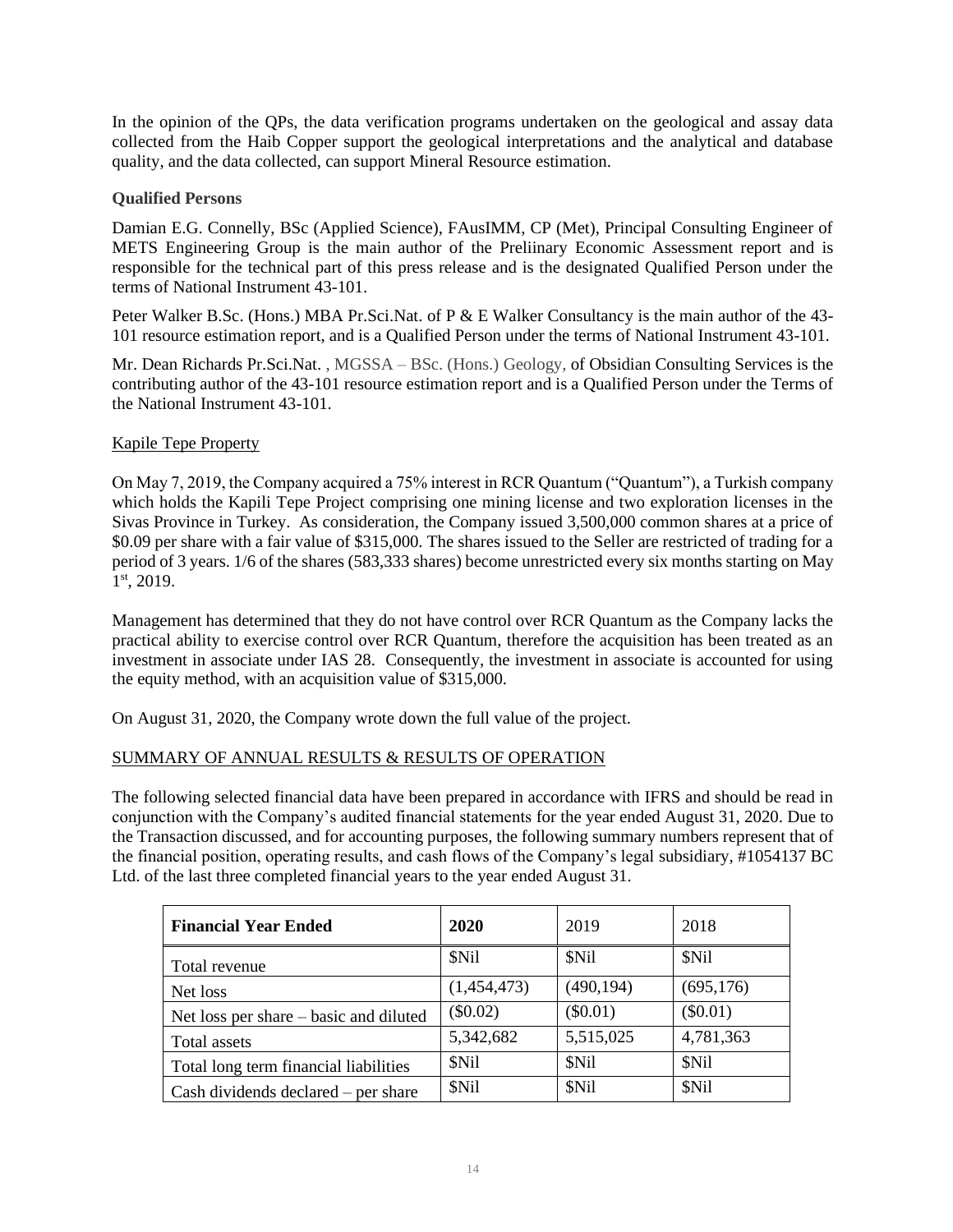In the opinion of the QPs, the data verification programs undertaken on the geological and assay data collected from the Haib Copper support the geological interpretations and the analytical and database quality, and the data collected, can support Mineral Resource estimation.

**Qualified Persons**

Damian E.G. Connelly, BSc (Applied Science), FAusIMM, CP (Met), Principal Consulting Engineer of METS Engineering Group is the main author of the Preliinary Economic Assessment report and is responsible for the technical part of this press release and is the designated Qualified Person under the terms of National Instrument 43-101.

Peter Walker B.Sc. (Hons.) MBA Pr.Sci.Nat. of P & E Walker Consultancy is the main author of the 43-101 resource estimation report, and is a Qualified Person under the terms of National Instrument 43-101.

Mr. Dean Richards Pr.Sci.Nat. , MGSSA – BSc. (Hons.) Geology, of Obsidian Consulting Services is the contributing author of the 43-101 resource estimation report and is a Qualified Person under the Terms of the National Instrument 43-101.

Kapile Tepe Property

On May 7, 2019, the Company acquired a 75% interest in RCR Quantum ("Quantum"), a Turkish company which holds the Kapili Tepe Project comprising one mining license and two exploration licenses in the Sivas Province in Turkey. As consideration, the Company issued 3,500,000 common shares at a price of $0.09 per share with a fair value of $315,000. The shares issued to the Seller are restricted of trading for a period of 3 years. 1/6 of the shares (583,333 shares) become unrestricted every six months starting on May 1st, 2019.

Management has determined that they do not have control over RCR Quantum as the Company lacks the practical ability to exercise control over RCR Quantum, therefore the acquisition has been treated as an investment in associate under IAS 28. Consequently, the investment in associate is accounted for using the equity method, with an acquisition value of $315,000.

On August 31, 2020, the Company wrote down the full value of the project.

SUMMARY OF ANNUAL RESULTS & RESULTS OF OPERATION

The following selected financial data have been prepared in accordance with IFRS and should be read in conjunction with the Company's audited financial statements for the year ended August 31, 2020. Due to the Transaction discussed, and for accounting purposes, the following summary numbers represent that of the financial position, operating results, and cash flows of the Company's legal subsidiary, #1054137 BC Ltd. of the last three completed financial years to the year ended August 31.

| **Financial Year Ended** | **2020** | 2019 | 2018 |
|---|---|---|---|
| Total revenue | $Nil | $Nil | $Nil |
| Net loss | (1,454,473) | (490,194) | (695,176) |
| Net loss per share – basic and diluted | ($0.02) | ($0.01) | ($0.01) |
| Total assets | 5,342,682 | 5,515,025 | 4,781,363 |
| Total long term financial liabilities | $Nil | $Nil | $Nil |
| Cash dividends declared – per share | $Nil | $Nil | $Nil |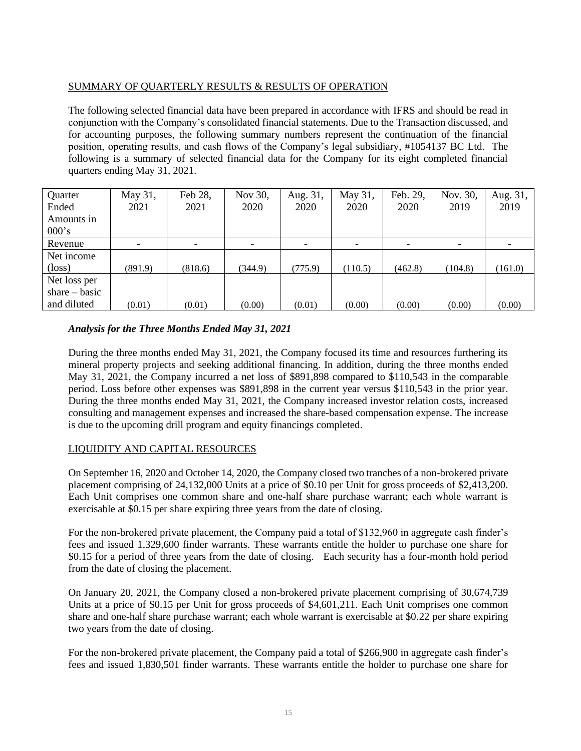SUMMARY OF QUARTERLY RESULTS & RESULTS OF OPERATION

The following selected financial data have been prepared in accordance with IFRS and should be read in conjunction with the Company's consolidated financial statements. Due to the Transaction discussed, and for accounting purposes, the following summary numbers represent the continuation of the financial position, operating results, and cash flows of the Company's legal subsidiary, #1054137 BC Ltd. The following is a summary of selected financial data for the Company for its eight completed financial quarters ending May 31, 2021.

| Quarter Ended Amounts in 000's | May 31, 2021 | Feb 28, 2021 | Nov 30, 2020 | Aug. 31, 2020 | May 31, 2020 | Feb. 29, 2020 | Nov. 30, 2019 | Aug. 31, 2019 |
|---|---|---|---|---|---|---|---|---|
| Revenue | - | - | - | - | - | - | - | - |
| Net income (loss) | (891.9) | (818.6) | (344.9) | (775.9) | (110.5) | (462.8) | (104.8) | (161.0) |
| Net loss per share – basic and diluted | (0.01) | (0.01) | (0.00) | (0.01) | (0.00) | (0.00) | (0.00) | (0.00) |

***Analysis for the Three Months Ended May 31, 2021***

During the three months ended May 31, 2021, the Company focused its time and resources furthering its mineral property projects and seeking additional financing. In addition, during the three months ended May 31, 2021, the Company incurred a net loss of $891,898 compared to $110,543 in the comparable period. Loss before other expenses was $891,898 in the current year versus $110,543 in the prior year. During the three months ended May 31, 2021, the Company increased investor relation costs, increased consulting and management expenses and increased the share-based compensation expense. The increase is due to the upcoming drill program and equity financings completed.

LIQUIDITY AND CAPITAL RESOURCES

On September 16, 2020 and October 14, 2020, the Company closed two tranches of a non-brokered private placement comprising of 24,132,000 Units at a price of $0.10 per Unit for gross proceeds of $2,413,200. Each Unit comprises one common share and one-half share purchase warrant; each whole warrant is exercisable at $0.15 per share expiring three years from the date of closing.

For the non-brokered private placement, the Company paid a total of $132,960 in aggregate cash finder's fees and issued 1,329,600 finder warrants. These warrants entitle the holder to purchase one share for $0.15 for a period of three years from the date of closing. Each security has a four-month hold period from the date of closing the placement.

On January 20, 2021, the Company closed a non-brokered private placement comprising of 30,674,739 Units at a price of $0.15 per Unit for gross proceeds of $4,601,211. Each Unit comprises one common share and one-half share purchase warrant; each whole warrant is exercisable at $0.22 per share expiring two years from the date of closing.

For the non-brokered private placement, the Company paid a total of $266,900 in aggregate cash finder's fees and issued 1,830,501 finder warrants. These warrants entitle the holder to purchase one share for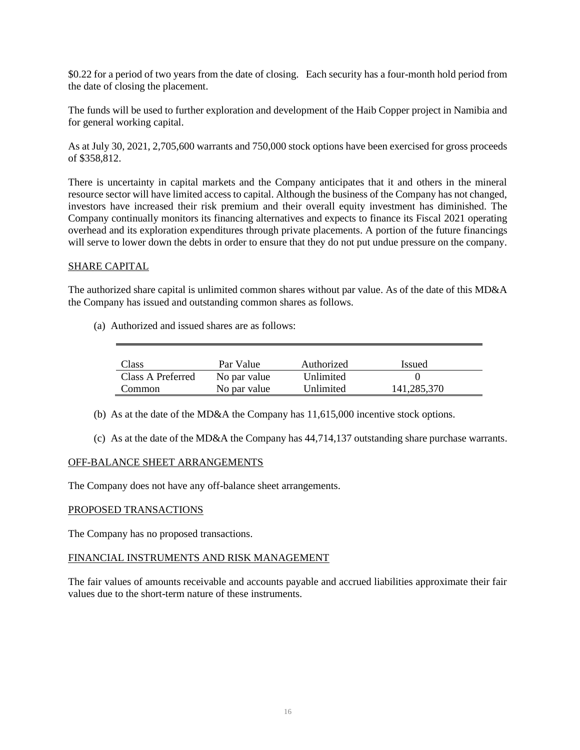$0.22 for a period of two years from the date of closing. Each security has a four-month hold period from the date of closing the placement.

The funds will be used to further exploration and development of the Haib Copper project in Namibia and for general working capital.

As at July 30, 2021, 2,705,600 warrants and 750,000 stock options have been exercised for gross proceeds of $358,812.

There is uncertainty in capital markets and the Company anticipates that it and others in the mineral resource sector will have limited access to capital. Although the business of the Company has not changed, investors have increased their risk premium and their overall equity investment has diminished. The Company continually monitors its financing alternatives and expects to finance its Fiscal 2021 operating overhead and its exploration expenditures through private placements. A portion of the future financings will serve to lower down the debts in order to ensure that they do not put undue pressure on the company.

## SHARE CAPITAL

The authorized share capital is unlimited common shares without par value. As of the date of this MD&A the Company has issued and outstanding common shares as follows.

(a) Authorized and issued shares are as follows:

| Class | Par Value | Authorized | Issued |
|---|---|---|---|
| Class A Preferred | No par value | Unlimited | 0 |
| Common | No par value | Unlimited | 141,285,370 |

(b) As at the date of the MD&A the Company has 11,615,000 incentive stock options.

(c) As at the date of the MD&A the Company has 44,714,137 outstanding share purchase warrants.

## OFF-BALANCE SHEET ARRANGEMENTS

The Company does not have any off-balance sheet arrangements.

## PROPOSED TRANSACTIONS

The Company has no proposed transactions.

## FINANCIAL INSTRUMENTS AND RISK MANAGEMENT

The fair values of amounts receivable and accounts payable and accrued liabilities approximate their fair values due to the short-term nature of these instruments.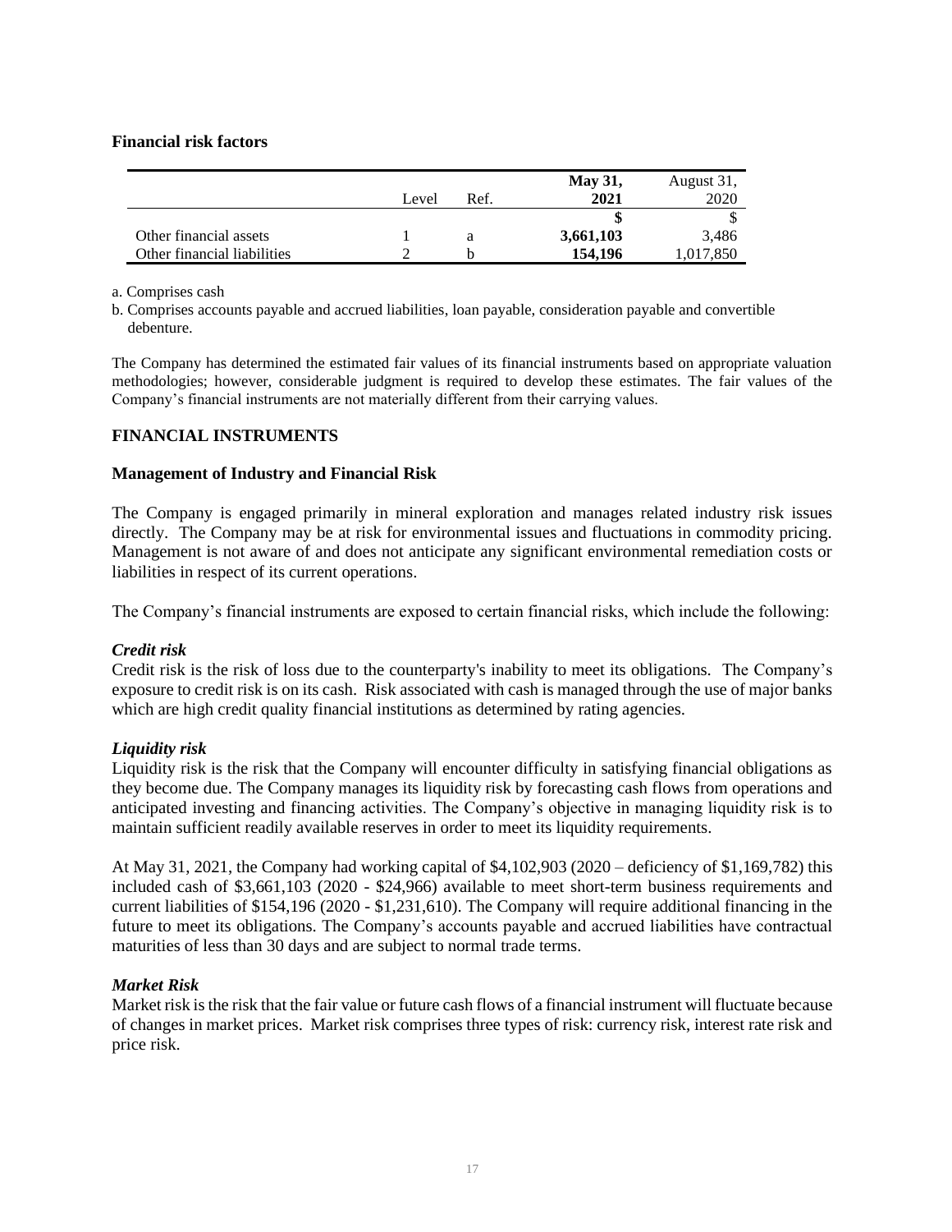**Financial risk factors**

| | Level | Ref. | **May 31, 2021** | August 31, 2020 |
|---|---|---|---|---|
| | | | **$** | $ |
| Other financial assets | 1 | a | **3,661,103** | 3,486 |
| Other financial liabilities | 2 | b | **154,196** | 1,017,850 |

a. Comprises cash

b. Comprises accounts payable and accrued liabilities, loan payable, consideration payable and convertible debenture.

The Company has determined the estimated fair values of its financial instruments based on appropriate valuation methodologies; however, considerable judgment is required to develop these estimates. The fair values of the Company's financial instruments are not materially different from their carrying values.

## FINANCIAL INSTRUMENTS

### Management of Industry and Financial Risk

The Company is engaged primarily in mineral exploration and manages related industry risk issues directly. The Company may be at risk for environmental issues and fluctuations in commodity pricing. Management is not aware of and does not anticipate any significant environmental remediation costs or liabilities in respect of its current operations.

The Company's financial instruments are exposed to certain financial risks, which include the following:

***Credit risk***

Credit risk is the risk of loss due to the counterparty's inability to meet its obligations. The Company's exposure to credit risk is on its cash. Risk associated with cash is managed through the use of major banks which are high credit quality financial institutions as determined by rating agencies.

***Liquidity risk***

Liquidity risk is the risk that the Company will encounter difficulty in satisfying financial obligations as they become due. The Company manages its liquidity risk by forecasting cash flows from operations and anticipated investing and financing activities. The Company's objective in managing liquidity risk is to maintain sufficient readily available reserves in order to meet its liquidity requirements.

At May 31, 2021, the Company had working capital of $4,102,903 (2020 – deficiency of $1,169,782) this included cash of $3,661,103 (2020 - $24,966) available to meet short-term business requirements and current liabilities of $154,196 (2020 - $1,231,610). The Company will require additional financing in the future to meet its obligations. The Company's accounts payable and accrued liabilities have contractual maturities of less than 30 days and are subject to normal trade terms.

***Market Risk***

Market risk is the risk that the fair value or future cash flows of a financial instrument will fluctuate because of changes in market prices. Market risk comprises three types of risk: currency risk, interest rate risk and price risk.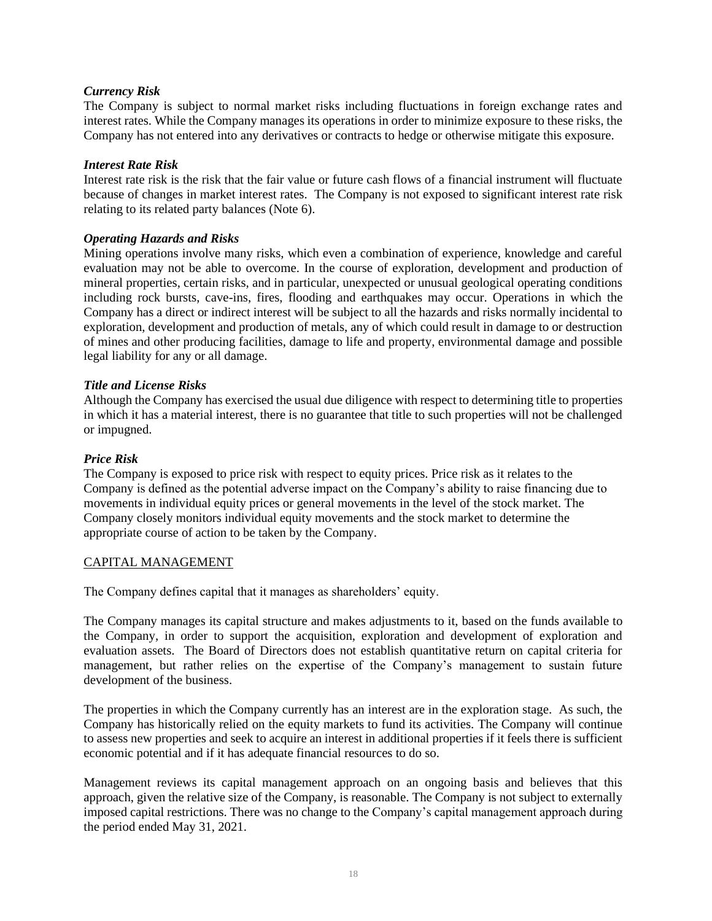***Currency Risk***
The Company is subject to normal market risks including fluctuations in foreign exchange rates and interest rates. While the Company manages its operations in order to minimize exposure to these risks, the Company has not entered into any derivatives or contracts to hedge or otherwise mitigate this exposure.

***Interest Rate Risk***
Interest rate risk is the risk that the fair value or future cash flows of a financial instrument will fluctuate because of changes in market interest rates. The Company is not exposed to significant interest rate risk relating to its related party balances (Note 6).

***Operating Hazards and Risks***
Mining operations involve many risks, which even a combination of experience, knowledge and careful evaluation may not be able to overcome. In the course of exploration, development and production of mineral properties, certain risks, and in particular, unexpected or unusual geological operating conditions including rock bursts, cave-ins, fires, flooding and earthquakes may occur. Operations in which the Company has a direct or indirect interest will be subject to all the hazards and risks normally incidental to exploration, development and production of metals, any of which could result in damage to or destruction of mines and other producing facilities, damage to life and property, environmental damage and possible legal liability for any or all damage.

***Title and License Risks***
Although the Company has exercised the usual due diligence with respect to determining title to properties in which it has a material interest, there is no guarantee that title to such properties will not be challenged or impugned.

***Price Risk***
The Company is exposed to price risk with respect to equity prices. Price risk as it relates to the Company is defined as the potential adverse impact on the Company's ability to raise financing due to movements in individual equity prices or general movements in the level of the stock market. The Company closely monitors individual equity movements and the stock market to determine the appropriate course of action to be taken by the Company.

CAPITAL MANAGEMENT

The Company defines capital that it manages as shareholders' equity.

The Company manages its capital structure and makes adjustments to it, based on the funds available to the Company, in order to support the acquisition, exploration and development of exploration and evaluation assets. The Board of Directors does not establish quantitative return on capital criteria for management, but rather relies on the expertise of the Company's management to sustain future development of the business.

The properties in which the Company currently has an interest are in the exploration stage. As such, the Company has historically relied on the equity markets to fund its activities. The Company will continue to assess new properties and seek to acquire an interest in additional properties if it feels there is sufficient economic potential and if it has adequate financial resources to do so.

Management reviews its capital management approach on an ongoing basis and believes that this approach, given the relative size of the Company, is reasonable. The Company is not subject to externally imposed capital restrictions. There was no change to the Company's capital management approach during the period ended May 31, 2021.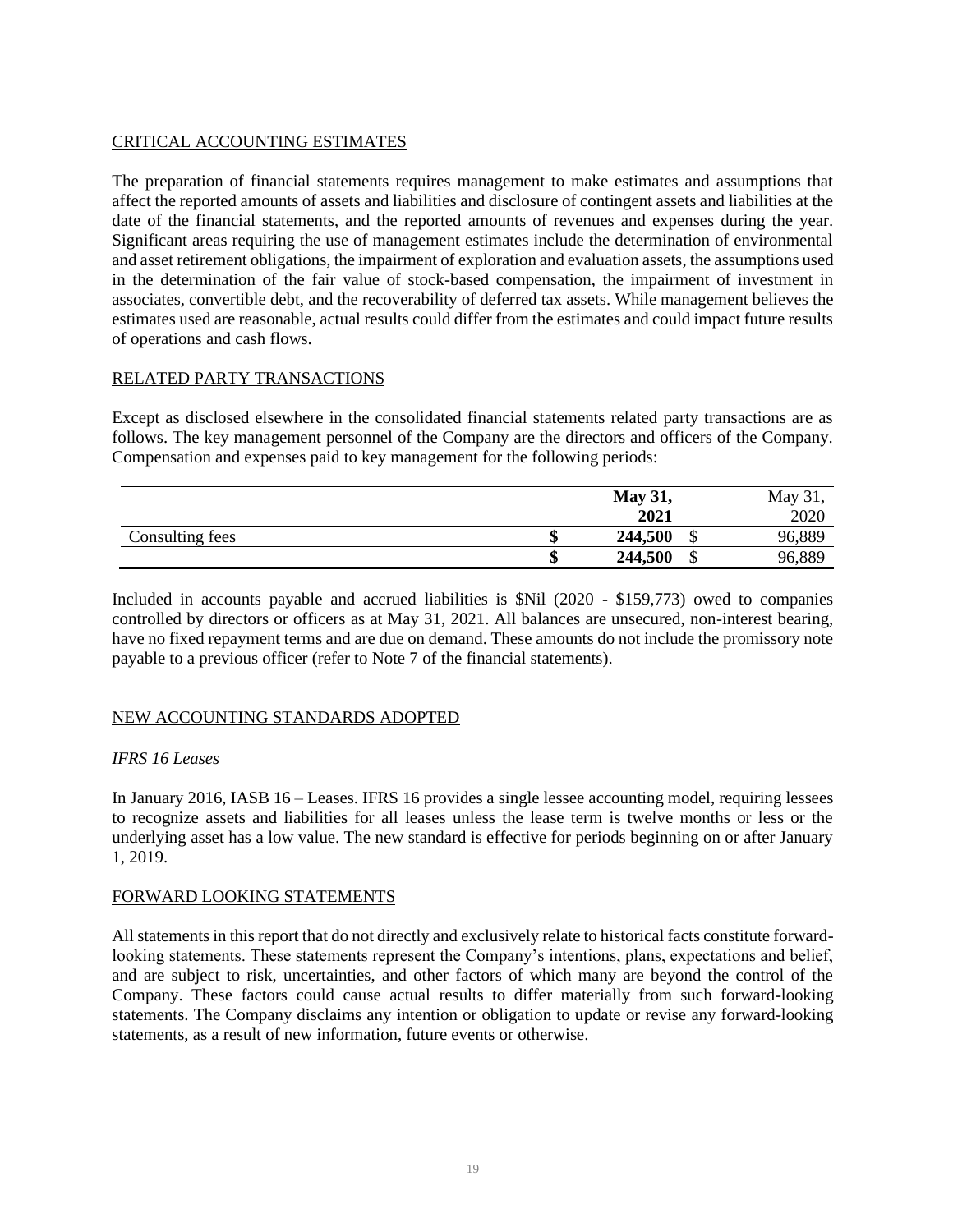## CRITICAL ACCOUNTING ESTIMATES

The preparation of financial statements requires management to make estimates and assumptions that affect the reported amounts of assets and liabilities and disclosure of contingent assets and liabilities at the date of the financial statements, and the reported amounts of revenues and expenses during the year. Significant areas requiring the use of management estimates include the determination of environmental and asset retirement obligations, the impairment of exploration and evaluation assets, the assumptions used in the determination of the fair value of stock-based compensation, the impairment of investment in associates, convertible debt, and the recoverability of deferred tax assets. While management believes the estimates used are reasonable, actual results could differ from the estimates and could impact future results of operations and cash flows.

## RELATED PARTY TRANSACTIONS

Except as disclosed elsewhere in the consolidated financial statements related party transactions are as follows. The key management personnel of the Company are the directors and officers of the Company. Compensation and expenses paid to key management for the following periods:

| | **May 31, 2021** | May 31, 2020 |
|---|---|---|
| Consulting fees | **$ 244,500** | $ 96,889 |
| | **$ 244,500** | $ 96,889 |

Included in accounts payable and accrued liabilities is $Nil (2020 - $159,773) owed to companies controlled by directors or officers as at May 31, 2021. All balances are unsecured, non-interest bearing, have no fixed repayment terms and are due on demand. These amounts do not include the promissory note payable to a previous officer (refer to Note 7 of the financial statements).

## NEW ACCOUNTING STANDARDS ADOPTED

*IFRS 16 Leases*

In January 2016, IASB 16 – Leases. IFRS 16 provides a single lessee accounting model, requiring lessees to recognize assets and liabilities for all leases unless the lease term is twelve months or less or the underlying asset has a low value. The new standard is effective for periods beginning on or after January 1, 2019.

## FORWARD LOOKING STATEMENTS

All statements in this report that do not directly and exclusively relate to historical facts constitute forward-looking statements. These statements represent the Company's intentions, plans, expectations and belief, and are subject to risk, uncertainties, and other factors of which many are beyond the control of the Company. These factors could cause actual results to differ materially from such forward-looking statements. The Company disclaims any intention or obligation to update or revise any forward-looking statements, as a result of new information, future events or otherwise.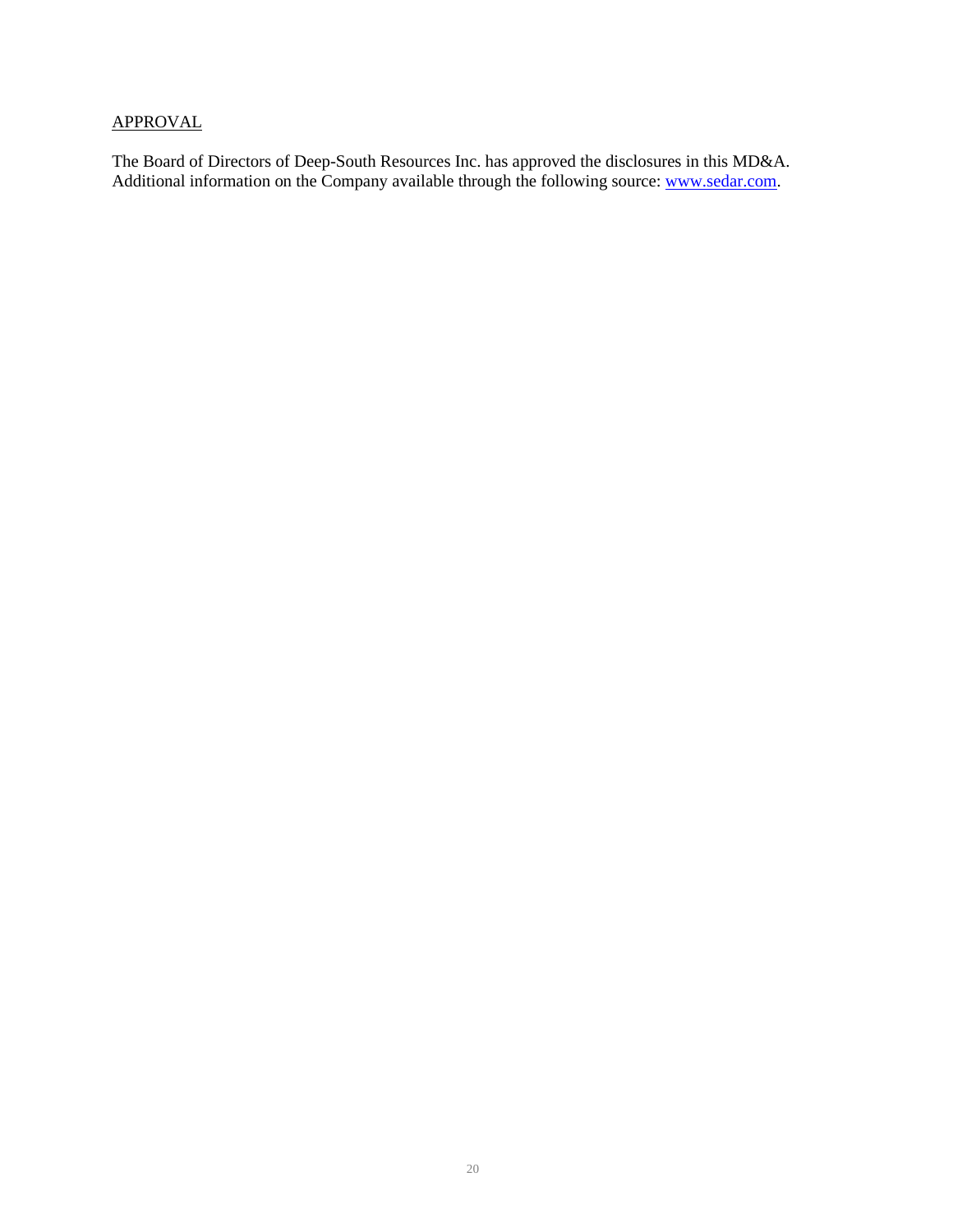## APPROVAL

The Board of Directors of Deep-South Resources Inc. has approved the disclosures in this MD&A. Additional information on the Company available through the following source: www.sedar.com.